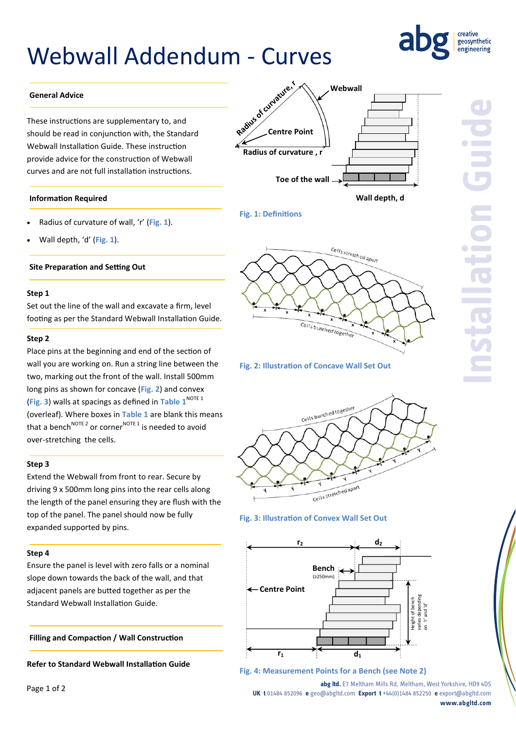# Webwall Addendum - Curves

### General Advice

These instructions are supplementary to, and should be read in conjunction with, the Standard Webwall Installation Guide. These instruction provide advice for the construction of Webwall curves and are not full installation instructions.

### Information Required

- Radius of curvature of wall, ‘r’ (Fig. 1).
- Wall depth, ‘d’ (Fig. 1).

### Site Preparation and Setting Out

**Step 1**

Set out the line of the wall and excavate a firm, level footing as per the Standard Webwall Installation Guide.

**Step 2**

Place pins at the beginning and end of the section of wall you are working on. Run a string line between the two, marking out the front of the wall. Install 500mm long pins as shown for concave (Fig. 2) and convex (Fig. 3) walls at spacings as defined in Table 1[NOTE 1] (overleaf). Where boxes in Table 1 are blank this means that a bench[NOTE 2] or corner[NOTE 1] is needed to avoid over-stretching the cells.

**Step 3**

Extend the Webwall from front to rear. Secure by driving 9 x 500mm long pins into the rear cells along the length of the panel ensuring they are flush with the top of the panel. The panel should now be fully expanded supported by pins.

**Step 4**

Ensure the panel is level with zero falls or a nominal slope down towards the back of the wall, and that adjacent panels are butted together as per the Standard Webwall Installation Guide.

### Filling and Compaction / Wall Construction

**Refer to Standard Webwall Installation Guide**

Fig. 1: Definitions

Fig. 2: Illustration of Concave Wall Set Out

Fig. 3: Illustration of Convex Wall Set Out

Fig. 4: Measurement Points for a Bench (see Note 2)

**abg ltd.** E7 Meltham Mills Rd, Meltham, West Yorkshire, HD9 4DS
**UK t** 01484 852096 **e** geo@abgltd.com **Export t** +44(0)1484 852250 **e** export@abgltd.com
**www.abgltd.com**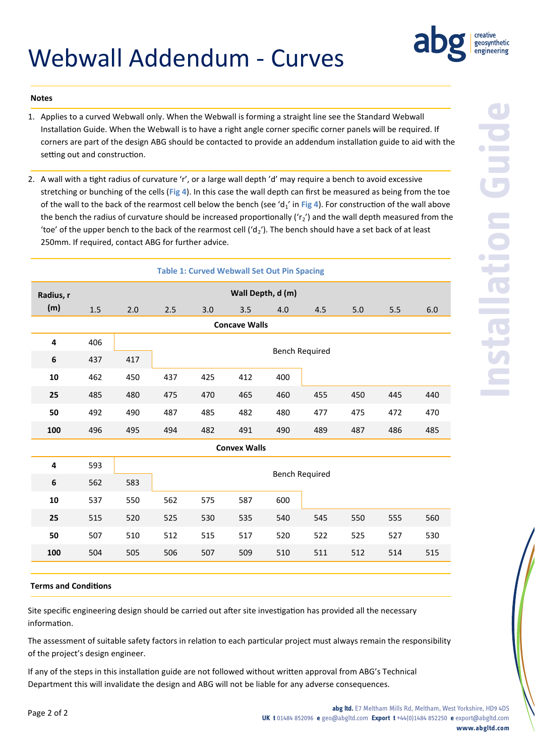# Webwall Addendum - Curves

**Notes**

1. Applies to a curved Webwall only. When the Webwall is forming a straight line see the Standard Webwall Installation Guide. When the Webwall is to have a right angle corner specific corner panels will be required. If corners are part of the design ABG should be contacted to provide an addendum installation guide to aid with the setting out and construction.

2. A wall with a tight radius of curvature 'r', or a large wall depth 'd' may require a bench to avoid excessive stretching or bunching of the cells (Fig 4). In this case the wall depth can first be measured as being from the toe of the wall to the back of the rearmost cell below the bench (see '$d_1$' in Fig 4). For construction of the wall above the bench the radius of curvature should be increased proportionally ('$r_2$') and the wall depth measured from the 'toe' of the upper bench to the back of the rearmost cell ('$d_2$'). The bench should have a set back of at least 250mm. If required, contact ABG for further advice.

**Table 1: Curved Webwall Set Out Pin Spacing**

| Radius, r (m) | Wall Depth, d (m) | | | | | | | | | |
|---|---|---|---|---|---|---|---|---|---|---|
| | 1.5 | 2.0 | 2.5 | 3.0 | 3.5 | 4.0 | 4.5 | 5.0 | 5.5 | 6.0 |
| **Concave Walls** | | | | | | | | | | |
| **4** | 406 | Bench Required | | | | | | | | |
| **6** | 437 | 417 | Bench Required | | | | | | | |
| **10** | 462 | 450 | 437 | 425 | 412 | 400 | Bench Required | | | |
| **25** | 485 | 480 | 475 | 470 | 465 | 460 | 455 | 450 | 445 | 440 |
| **50** | 492 | 490 | 487 | 485 | 482 | 480 | 477 | 475 | 472 | 470 |
| **100** | 496 | 495 | 494 | 482 | 491 | 490 | 489 | 487 | 486 | 485 |
| **Convex Walls** | | | | | | | | | | |
| **4** | 593 | Bench Required | | | | | | | | |
| **6** | 562 | 583 | Bench Required | | | | | | | |
| **10** | 537 | 550 | 562 | 575 | 587 | 600 | Bench Required | | | |
| **25** | 515 | 520 | 525 | 530 | 535 | 540 | 545 | 550 | 555 | 560 |
| **50** | 507 | 510 | 512 | 515 | 517 | 520 | 522 | 525 | 527 | 530 |
| **100** | 504 | 505 | 506 | 507 | 509 | 510 | 511 | 512 | 514 | 515 |

**Terms and Conditions**

Site specific engineering design should be carried out after site investigation has provided all the necessary information.

The assessment of suitable safety factors in relation to each particular project must always remain the responsibility of the project's design engineer.

If any of the steps in this installation guide are not followed without written approval from ABG's Technical Department this will invalidate the design and ABG will not be liable for any adverse consequences.

**abg ltd.** E7 Meltham Mills Rd, Meltham, West Yorkshire, HD9 4DS
**UK t** 01484 852096 **e** geo@abgltd.com **Export t** +44(0)1484 852250 **e** export@abgltd.com
**www.abgltd.com**